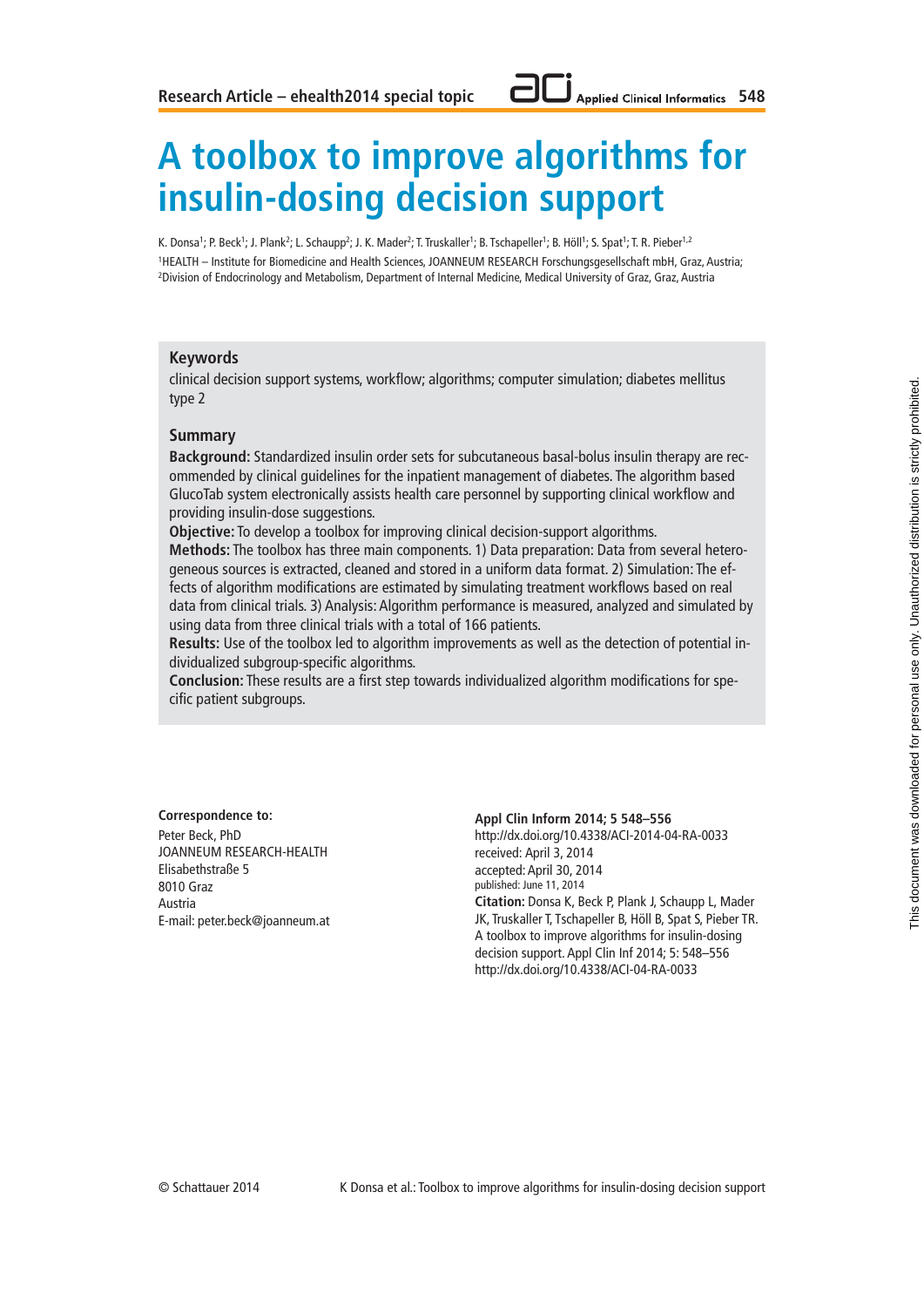# A toolbox to improve algorithms for insulin-dosing decision support

K. Donsa[1]; P. Beck[1]; J. Plank[2]; L. Schaupp[2]; J. K. Mader[2]; T. Truskaller[1]; B. Tschapeller[1]; B. Höll[1]; S. Spat[1]; T. R. Pieber[1,2]

[1]HEALTH – Institute for Biomedicine and Health Sciences, JOANNEUM RESEARCH Forschungsgesellschaft mbH, Graz, Austria;
[2]Division of Endocrinology and Metabolism, Department of Internal Medicine, Medical University of Graz, Graz, Austria

## Keywords

clinical decision support systems, workflow; algorithms; computer simulation; diabetes mellitus type 2

## Summary

**Background:** Standardized insulin order sets for subcutaneous basal-bolus insulin therapy are recommended by clinical guidelines for the inpatient management of diabetes. The algorithm based GlucoTab system electronically assists health care personnel by supporting clinical workflow and providing insulin-dose suggestions.

**Objective:** To develop a toolbox for improving clinical decision-support algorithms.

**Methods:** The toolbox has three main components. 1) Data preparation: Data from several heterogeneous sources is extracted, cleaned and stored in a uniform data format. 2) Simulation: The effects of algorithm modifications are estimated by simulating treatment workflows based on real data from clinical trials. 3) Analysis: Algorithm performance is measured, analyzed and simulated by using data from three clinical trials with a total of 166 patients.

**Results:** Use of the toolbox led to algorithm improvements as well as the detection of potential individualized subgroup-specific algorithms.

**Conclusion:** These results are a first step towards individualized algorithm modifications for specific patient subgroups.

**Correspondence to:**
Peter Beck, PhD
JOANNEUM RESEARCH-HEALTH
Elisabethstraße 5
8010 Graz
Austria
E-mail: peter.beck@joanneum.at

**Appl Clin Inform 2014; 5 548–556**
http://dx.doi.org/10.4338/ACI-2014-04-RA-0033
received: April 3, 2014
accepted: April 30, 2014
published: June 11, 2014
**Citation:** Donsa K, Beck P, Plank J, Schaupp L, Mader JK, Truskaller T, Tschapeller B, Höll B, Spat S, Pieber TR. A toolbox to improve algorithms for insulin-dosing decision support. Appl Clin Inf 2014; 5: 548–556
http://dx.doi.org/10.4338/ACI-04-RA-0033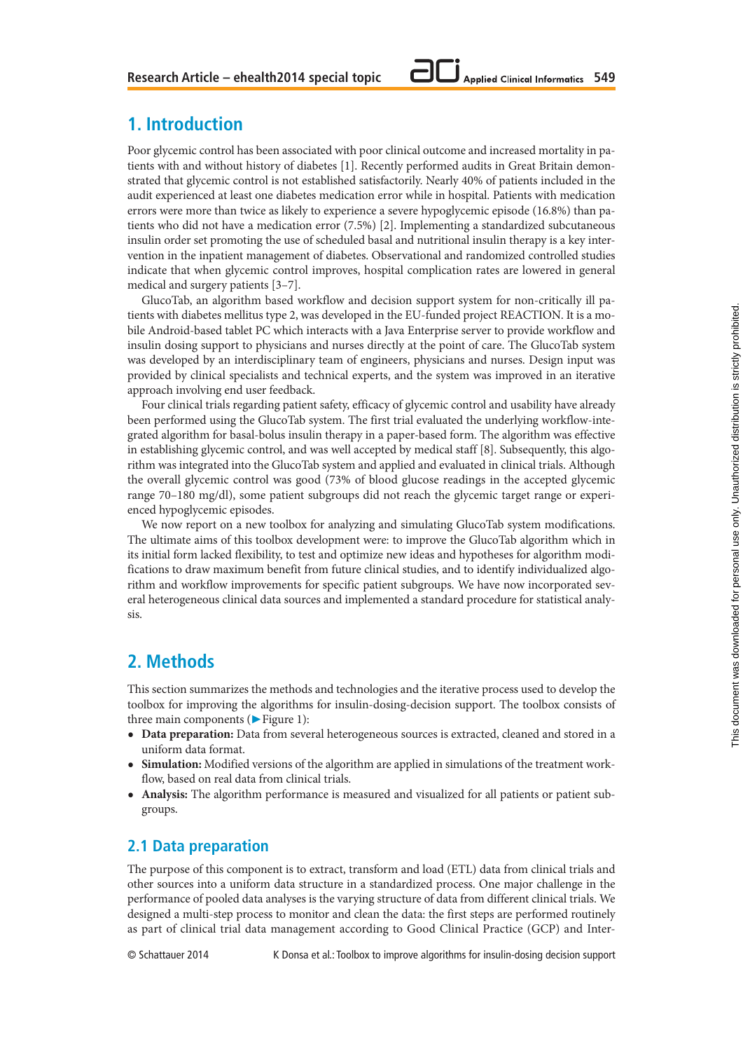## 1. Introduction

Poor glycemic control has been associated with poor clinical outcome and increased mortality in patients with and without history of diabetes [1]. Recently performed audits in Great Britain demonstrated that glycemic control is not established satisfactorily. Nearly 40% of patients included in the audit experienced at least one diabetes medication error while in hospital. Patients with medication errors were more than twice as likely to experience a severe hypoglycemic episode (16.8%) than patients who did not have a medication error (7.5%) [2]. Implementing a standardized subcutaneous insulin order set promoting the use of scheduled basal and nutritional insulin therapy is a key intervention in the inpatient management of diabetes. Observational and randomized controlled studies indicate that when glycemic control improves, hospital complication rates are lowered in general medical and surgery patients [3–7].

GlucoTab, an algorithm based workflow and decision support system for non-critically ill patients with diabetes mellitus type 2, was developed in the EU-funded project REACTION. It is a mobile Android-based tablet PC which interacts with a Java Enterprise server to provide workflow and insulin dosing support to physicians and nurses directly at the point of care. The GlucoTab system was developed by an interdisciplinary team of engineers, physicians and nurses. Design input was provided by clinical specialists and technical experts, and the system was improved in an iterative approach involving end user feedback.

Four clinical trials regarding patient safety, efficacy of glycemic control and usability have already been performed using the GlucoTab system. The first trial evaluated the underlying workflow-integrated algorithm for basal-bolus insulin therapy in a paper-based form. The algorithm was effective in establishing glycemic control, and was well accepted by medical staff [8]. Subsequently, this algorithm was integrated into the GlucoTab system and applied and evaluated in clinical trials. Although the overall glycemic control was good (73% of blood glucose readings in the accepted glycemic range 70–180 mg/dl), some patient subgroups did not reach the glycemic target range or experienced hypoglycemic episodes.

We now report on a new toolbox for analyzing and simulating GlucoTab system modifications. The ultimate aims of this toolbox development were: to improve the GlucoTab algorithm which in its initial form lacked flexibility, to test and optimize new ideas and hypotheses for algorithm modifications to draw maximum benefit from future clinical studies, and to identify individualized algorithm and workflow improvements for specific patient subgroups. We have now incorporated several heterogeneous clinical data sources and implemented a standard procedure for statistical analysis.

## 2. Methods

This section summarizes the methods and technologies and the iterative process used to develop the toolbox for improving the algorithms for insulin-dosing-decision support. The toolbox consists of three main components (▶ Figure 1):

- **Data preparation:** Data from several heterogeneous sources is extracted, cleaned and stored in a uniform data format.
- **Simulation:** Modified versions of the algorithm are applied in simulations of the treatment workflow, based on real data from clinical trials.
- **Analysis:** The algorithm performance is measured and visualized for all patients or patient subgroups.

### 2.1 Data preparation

The purpose of this component is to extract, transform and load (ETL) data from clinical trials and other sources into a uniform data structure in a standardized process. One major challenge in the performance of pooled data analyses is the varying structure of data from different clinical trials. We designed a multi-step process to monitor and clean the data: the first steps are performed routinely as part of clinical trial data management according to Good Clinical Practice (GCP) and Inter-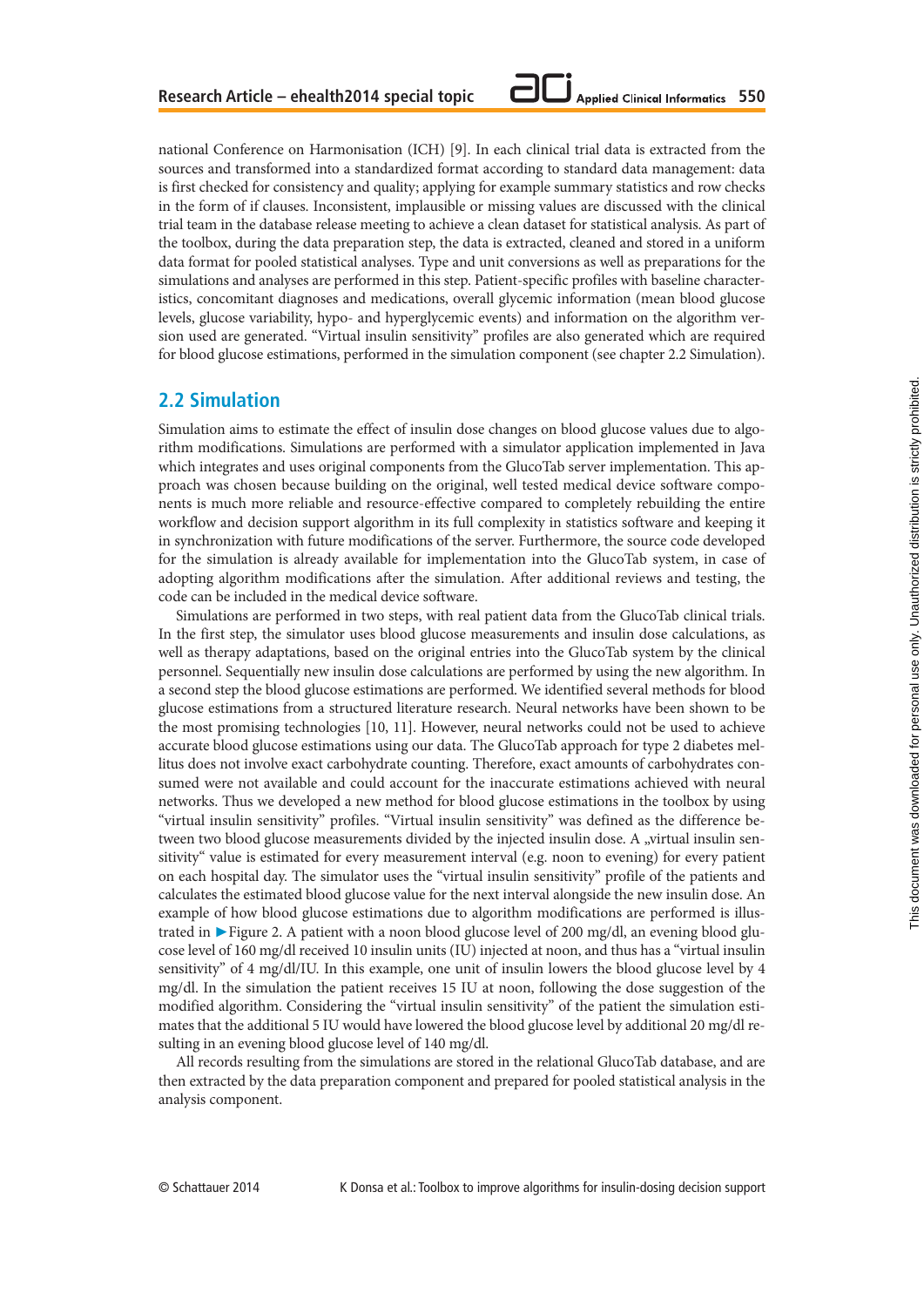national Conference on Harmonisation (ICH) [9]. In each clinical trial data is extracted from the sources and transformed into a standardized format according to standard data management: data is first checked for consistency and quality; applying for example summary statistics and row checks in the form of if clauses. Inconsistent, implausible or missing values are discussed with the clinical trial team in the database release meeting to achieve a clean dataset for statistical analysis. As part of the toolbox, during the data preparation step, the data is extracted, cleaned and stored in a uniform data format for pooled statistical analyses. Type and unit conversions as well as preparations for the simulations and analyses are performed in this step. Patient-specific profiles with baseline characteristics, concomitant diagnoses and medications, overall glycemic information (mean blood glucose levels, glucose variability, hypo- and hyperglycemic events) and information on the algorithm version used are generated. "Virtual insulin sensitivity" profiles are also generated which are required for blood glucose estimations, performed in the simulation component (see chapter 2.2 Simulation).

## 2.2 Simulation

Simulation aims to estimate the effect of insulin dose changes on blood glucose values due to algorithm modifications. Simulations are performed with a simulator application implemented in Java which integrates and uses original components from the GlucoTab server implementation. This approach was chosen because building on the original, well tested medical device software components is much more reliable and resource-effective compared to completely rebuilding the entire workflow and decision support algorithm in its full complexity in statistics software and keeping it in synchronization with future modifications of the server. Furthermore, the source code developed for the simulation is already available for implementation into the GlucoTab system, in case of adopting algorithm modifications after the simulation. After additional reviews and testing, the code can be included in the medical device software.

Simulations are performed in two steps, with real patient data from the GlucoTab clinical trials. In the first step, the simulator uses blood glucose measurements and insulin dose calculations, as well as therapy adaptations, based on the original entries into the GlucoTab system by the clinical personnel. Sequentially new insulin dose calculations are performed by using the new algorithm. In a second step the blood glucose estimations are performed. We identified several methods for blood glucose estimations from a structured literature research. Neural networks have been shown to be the most promising technologies [10, 11]. However, neural networks could not be used to achieve accurate blood glucose estimations using our data. The GlucoTab approach for type 2 diabetes mellitus does not involve exact carbohydrate counting. Therefore, exact amounts of carbohydrates consumed were not available and could account for the inaccurate estimations achieved with neural networks. Thus we developed a new method for blood glucose estimations in the toolbox by using "virtual insulin sensitivity" profiles. "Virtual insulin sensitivity" was defined as the difference between two blood glucose measurements divided by the injected insulin dose. A „virtual insulin sensitivity" value is estimated for every measurement interval (e.g. noon to evening) for every patient on each hospital day. The simulator uses the "virtual insulin sensitivity" profile of the patients and calculates the estimated blood glucose value for the next interval alongside the new insulin dose. An example of how blood glucose estimations due to algorithm modifications are performed is illustrated in ►Figure 2. A patient with a noon blood glucose level of 200 mg/dl, an evening blood glucose level of 160 mg/dl received 10 insulin units (IU) injected at noon, and thus has a "virtual insulin sensitivity" of 4 mg/dl/IU. In this example, one unit of insulin lowers the blood glucose level by 4 mg/dl. In the simulation the patient receives 15 IU at noon, following the dose suggestion of the modified algorithm. Considering the "virtual insulin sensitivity" of the patient the simulation estimates that the additional 5 IU would have lowered the blood glucose level by additional 20 mg/dl resulting in an evening blood glucose level of 140 mg/dl.

All records resulting from the simulations are stored in the relational GlucoTab database, and are then extracted by the data preparation component and prepared for pooled statistical analysis in the analysis component.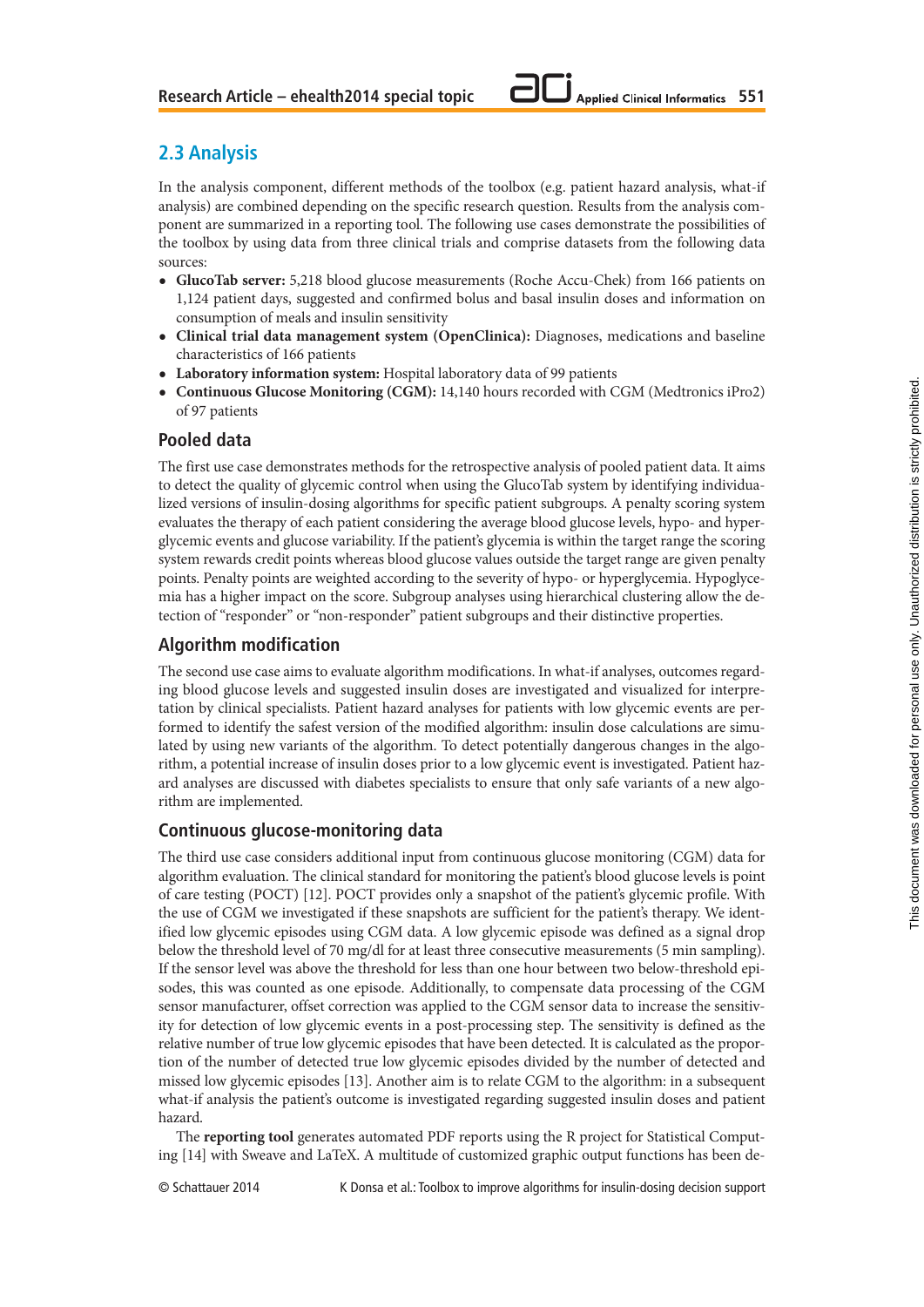## 2.3 Analysis

In the analysis component, different methods of the toolbox (e.g. patient hazard analysis, what-if analysis) are combined depending on the specific research question. Results from the analysis component are summarized in a reporting tool. The following use cases demonstrate the possibilities of the toolbox by using data from three clinical trials and comprise datasets from the following data sources:

- **GlucoTab server:** 5,218 blood glucose measurements (Roche Accu-Chek) from 166 patients on 1,124 patient days, suggested and confirmed bolus and basal insulin doses and information on consumption of meals and insulin sensitivity
- **Clinical trial data management system (OpenClinica):** Diagnoses, medications and baseline characteristics of 166 patients
- **Laboratory information system:** Hospital laboratory data of 99 patients
- **Continuous Glucose Monitoring (CGM):** 14,140 hours recorded with CGM (Medtronics iPro2) of 97 patients

### Pooled data

The first use case demonstrates methods for the retrospective analysis of pooled patient data. It aims to detect the quality of glycemic control when using the GlucoTab system by identifying individualized versions of insulin-dosing algorithms for specific patient subgroups. A penalty scoring system evaluates the therapy of each patient considering the average blood glucose levels, hypo- and hyperglycemic events and glucose variability. If the patient's glycemia is within the target range the scoring system rewards credit points whereas blood glucose values outside the target range are given penalty points. Penalty points are weighted according to the severity of hypo- or hyperglycemia. Hypoglycemia has a higher impact on the score. Subgroup analyses using hierarchical clustering allow the detection of "responder" or "non-responder" patient subgroups and their distinctive properties.

### Algorithm modification

The second use case aims to evaluate algorithm modifications. In what-if analyses, outcomes regarding blood glucose levels and suggested insulin doses are investigated and visualized for interpretation by clinical specialists. Patient hazard analyses for patients with low glycemic events are performed to identify the safest version of the modified algorithm: insulin dose calculations are simulated by using new variants of the algorithm. To detect potentially dangerous changes in the algorithm, a potential increase of insulin doses prior to a low glycemic event is investigated. Patient hazard analyses are discussed with diabetes specialists to ensure that only safe variants of a new algorithm are implemented.

### Continuous glucose-monitoring data

The third use case considers additional input from continuous glucose monitoring (CGM) data for algorithm evaluation. The clinical standard for monitoring the patient's blood glucose levels is point of care testing (POCT) [12]. POCT provides only a snapshot of the patient's glycemic profile. With the use of CGM we investigated if these snapshots are sufficient for the patient's therapy. We identified low glycemic episodes using CGM data. A low glycemic episode was defined as a signal drop below the threshold level of 70 mg/dl for at least three consecutive measurements (5 min sampling). If the sensor level was above the threshold for less than one hour between two below-threshold episodes, this was counted as one episode. Additionally, to compensate data processing of the CGM sensor manufacturer, offset correction was applied to the CGM sensor data to increase the sensitivity for detection of low glycemic events in a post-processing step. The sensitivity is defined as the relative number of true low glycemic episodes that have been detected. It is calculated as the proportion of the number of detected true low glycemic episodes divided by the number of detected and missed low glycemic episodes [13]. Another aim is to relate CGM to the algorithm: in a subsequent what-if analysis the patient's outcome is investigated regarding suggested insulin doses and patient hazard.

The **reporting tool** generates automated PDF reports using the R project for Statistical Computing [14] with Sweave and LaTeX. A multitude of customized graphic output functions has been de-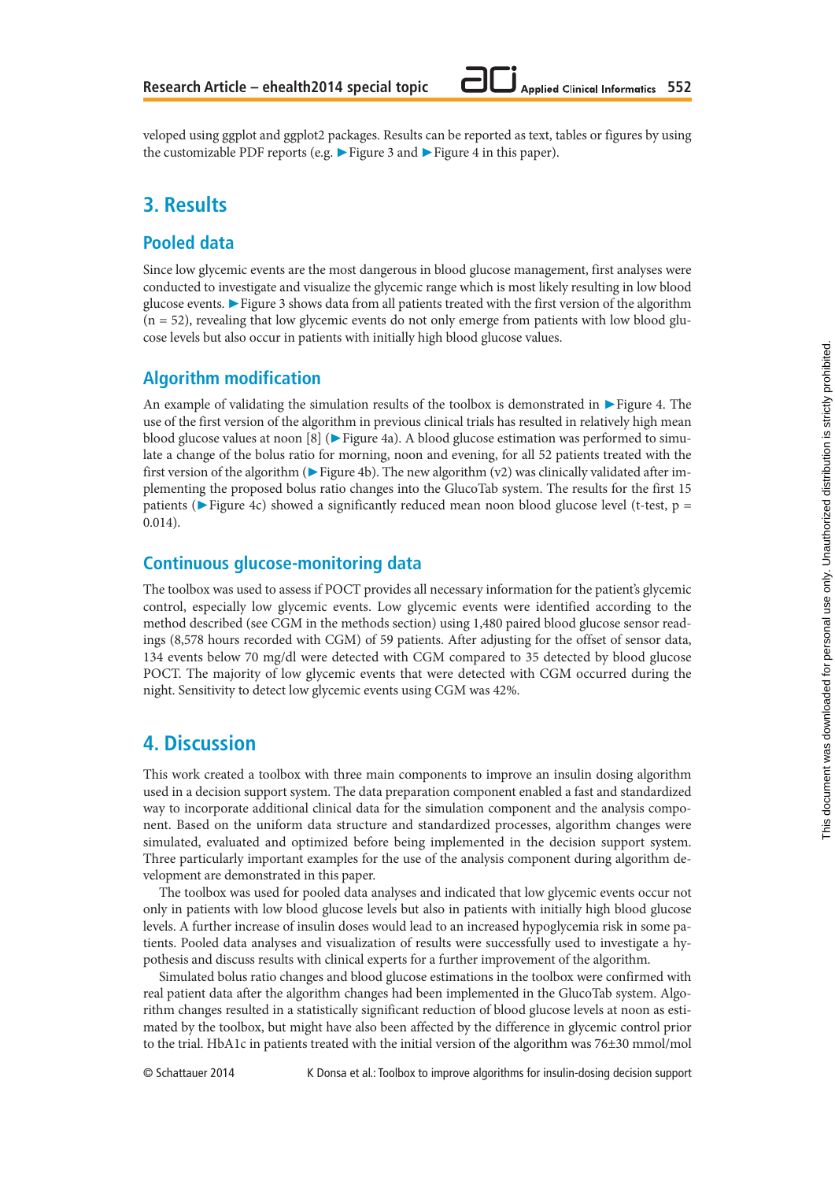veloped using ggplot and ggplot2 packages. Results can be reported as text, tables or figures by using the customizable PDF reports (e.g. ▶Figure 3 and ▶Figure 4 in this paper).

## 3. Results

### Pooled data

Since low glycemic events are the most dangerous in blood glucose management, first analyses were conducted to investigate and visualize the glycemic range which is most likely resulting in low blood glucose events. ▶Figure 3 shows data from all patients treated with the first version of the algorithm (n = 52), revealing that low glycemic events do not only emerge from patients with low blood glucose levels but also occur in patients with initially high blood glucose values.

### Algorithm modification

An example of validating the simulation results of the toolbox is demonstrated in ▶Figure 4. The use of the first version of the algorithm in previous clinical trials has resulted in relatively high mean blood glucose values at noon [8] (▶Figure 4a). A blood glucose estimation was performed to simulate a change of the bolus ratio for morning, noon and evening, for all 52 patients treated with the first version of the algorithm (▶Figure 4b). The new algorithm (v2) was clinically validated after implementing the proposed bolus ratio changes into the GlucoTab system. The results for the first 15 patients (▶Figure 4c) showed a significantly reduced mean noon blood glucose level (t-test, $p = 0.014$).

### Continuous glucose-monitoring data

The toolbox was used to assess if POCT provides all necessary information for the patient's glycemic control, especially low glycemic events. Low glycemic events were identified according to the method described (see CGM in the methods section) using 1,480 paired blood glucose sensor readings (8,578 hours recorded with CGM) of 59 patients. After adjusting for the offset of sensor data, 134 events below 70 mg/dl were detected with CGM compared to 35 detected by blood glucose POCT. The majority of low glycemic events that were detected with CGM occurred during the night. Sensitivity to detect low glycemic events using CGM was 42%.

## 4. Discussion

This work created a toolbox with three main components to improve an insulin dosing algorithm used in a decision support system. The data preparation component enabled a fast and standardized way to incorporate additional clinical data for the simulation component and the analysis component. Based on the uniform data structure and standardized processes, algorithm changes were simulated, evaluated and optimized before being implemented in the decision support system. Three particularly important examples for the use of the analysis component during algorithm development are demonstrated in this paper.

The toolbox was used for pooled data analyses and indicated that low glycemic events occur not only in patients with low blood glucose levels but also in patients with initially high blood glucose levels. A further increase of insulin doses would lead to an increased hypoglycemia risk in some patients. Pooled data analyses and visualization of results were successfully used to investigate a hypothesis and discuss results with clinical experts for a further improvement of the algorithm.

Simulated bolus ratio changes and blood glucose estimations in the toolbox were confirmed with real patient data after the algorithm changes had been implemented in the GlucoTab system. Algorithm changes resulted in a statistically significant reduction of blood glucose levels at noon as estimated by the toolbox, but might have also been affected by the difference in glycemic control prior to the trial. HbA1c in patients treated with the initial version of the algorithm was 76±30 mmol/mol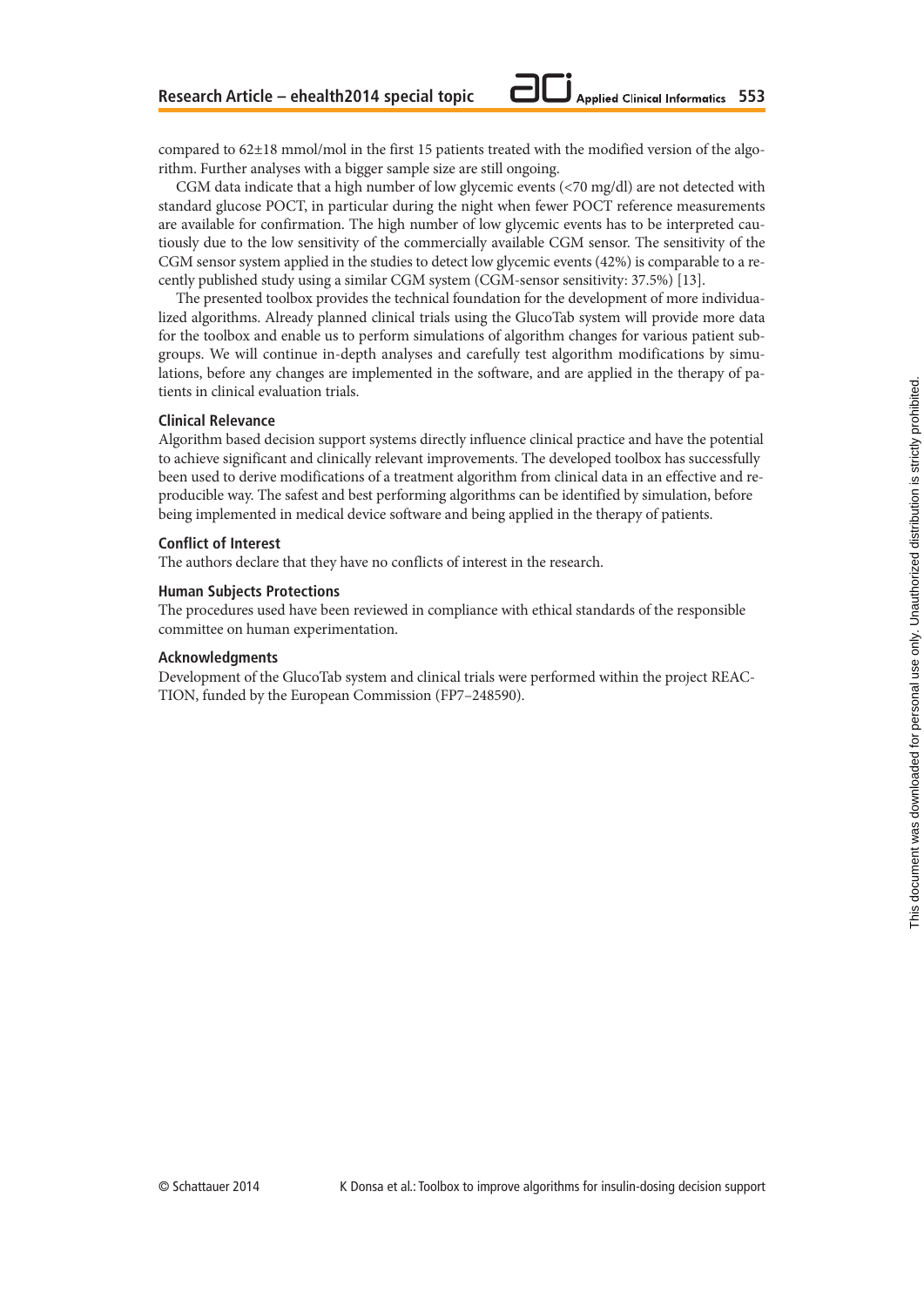compared to 62±18 mmol/mol in the first 15 patients treated with the modified version of the algorithm. Further analyses with a bigger sample size are still ongoing.

CGM data indicate that a high number of low glycemic events (<70 mg/dl) are not detected with standard glucose POCT, in particular during the night when fewer POCT reference measurements are available for confirmation. The high number of low glycemic events has to be interpreted cautiously due to the low sensitivity of the commercially available CGM sensor. The sensitivity of the CGM sensor system applied in the studies to detect low glycemic events (42%) is comparable to a recently published study using a similar CGM system (CGM-sensor sensitivity: 37.5%) [13].

The presented toolbox provides the technical foundation for the development of more individualized algorithms. Already planned clinical trials using the GlucoTab system will provide more data for the toolbox and enable us to perform simulations of algorithm changes for various patient subgroups. We will continue in-depth analyses and carefully test algorithm modifications by simulations, before any changes are implemented in the software, and are applied in the therapy of patients in clinical evaluation trials.

### Clinical Relevance

Algorithm based decision support systems directly influence clinical practice and have the potential to achieve significant and clinically relevant improvements. The developed toolbox has successfully been used to derive modifications of a treatment algorithm from clinical data in an effective and reproducible way. The safest and best performing algorithms can be identified by simulation, before being implemented in medical device software and being applied in the therapy of patients.

### Conflict of Interest

The authors declare that they have no conflicts of interest in the research.

### Human Subjects Protections

The procedures used have been reviewed in compliance with ethical standards of the responsible committee on human experimentation.

### Acknowledgments

Development of the GlucoTab system and clinical trials were performed within the project REACTION, funded by the European Commission (FP7–248590).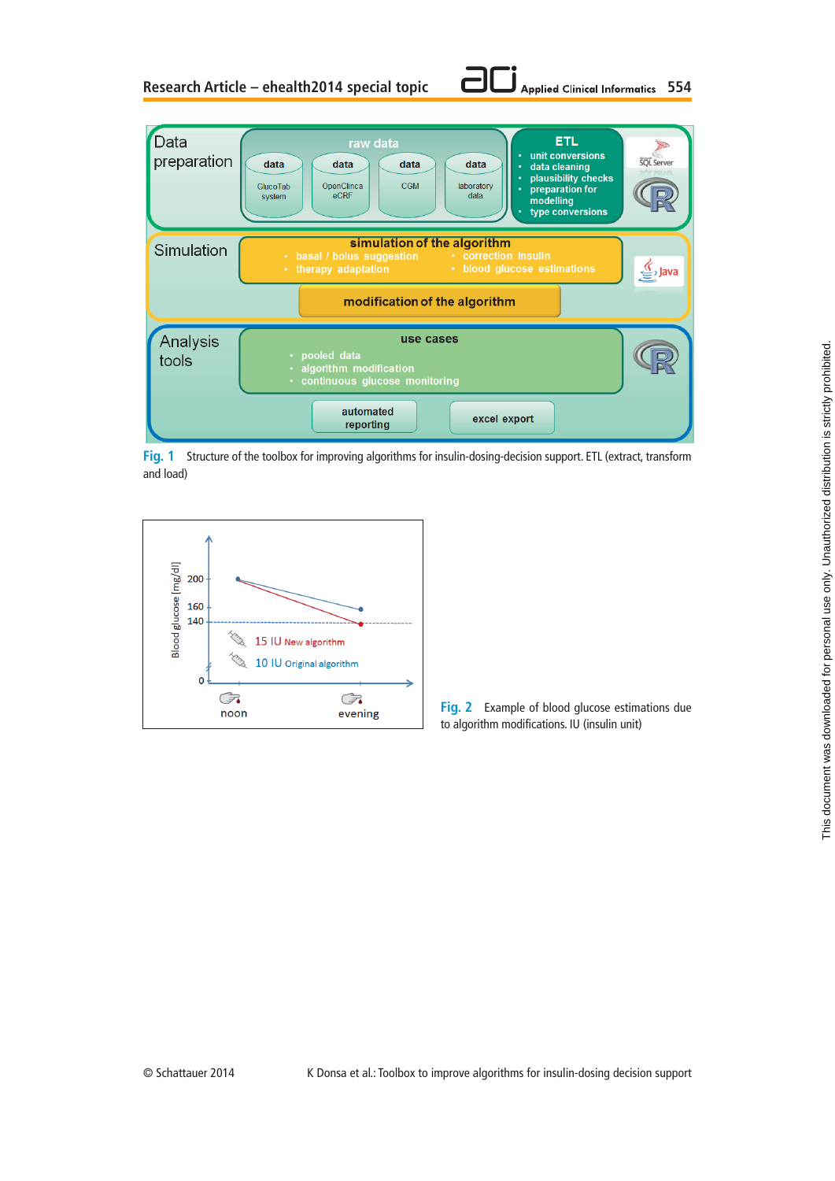Fig. 1 Structure of the toolbox for improving algorithms for insulin-dosing-decision support. ETL (extract, transform and load)

Fig. 2 Example of blood glucose estimations due to algorithm modifications. IU (insulin unit)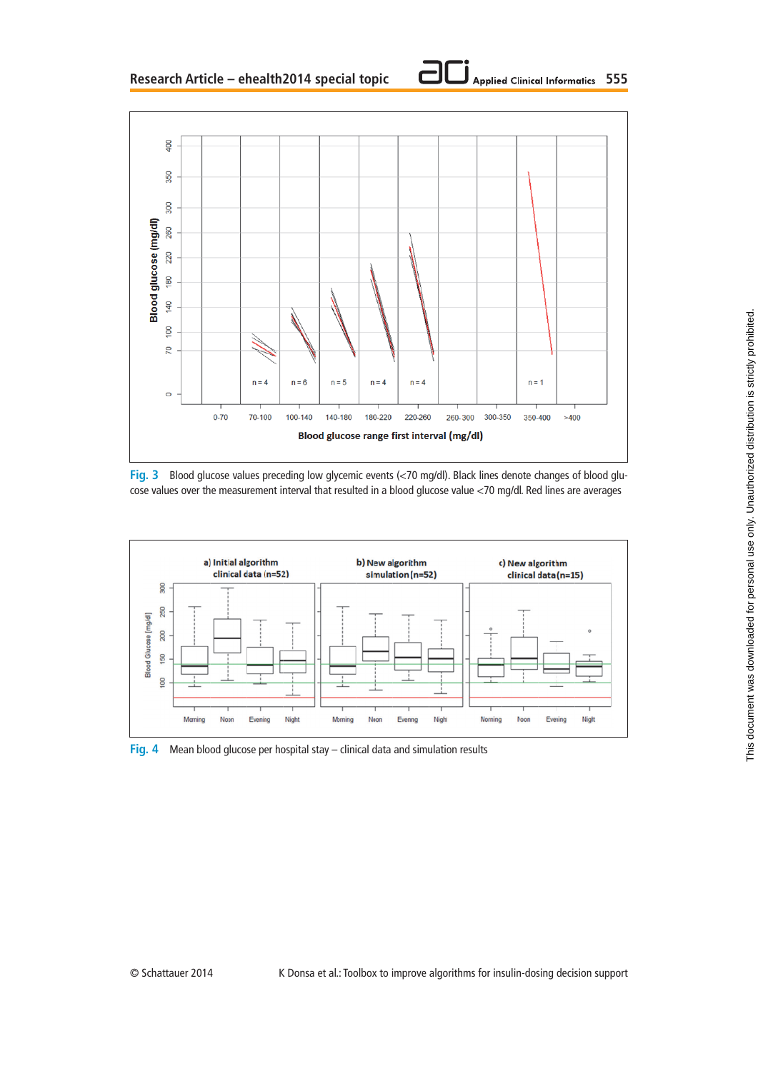Fig. 3 Blood glucose values preceding low glycemic events (<70 mg/dl). Black lines denote changes of blood glucose values over the measurement interval that resulted in a blood glucose value <70 mg/dl. Red lines are averages

Fig. 4 Mean blood glucose per hospital stay – clinical data and simulation results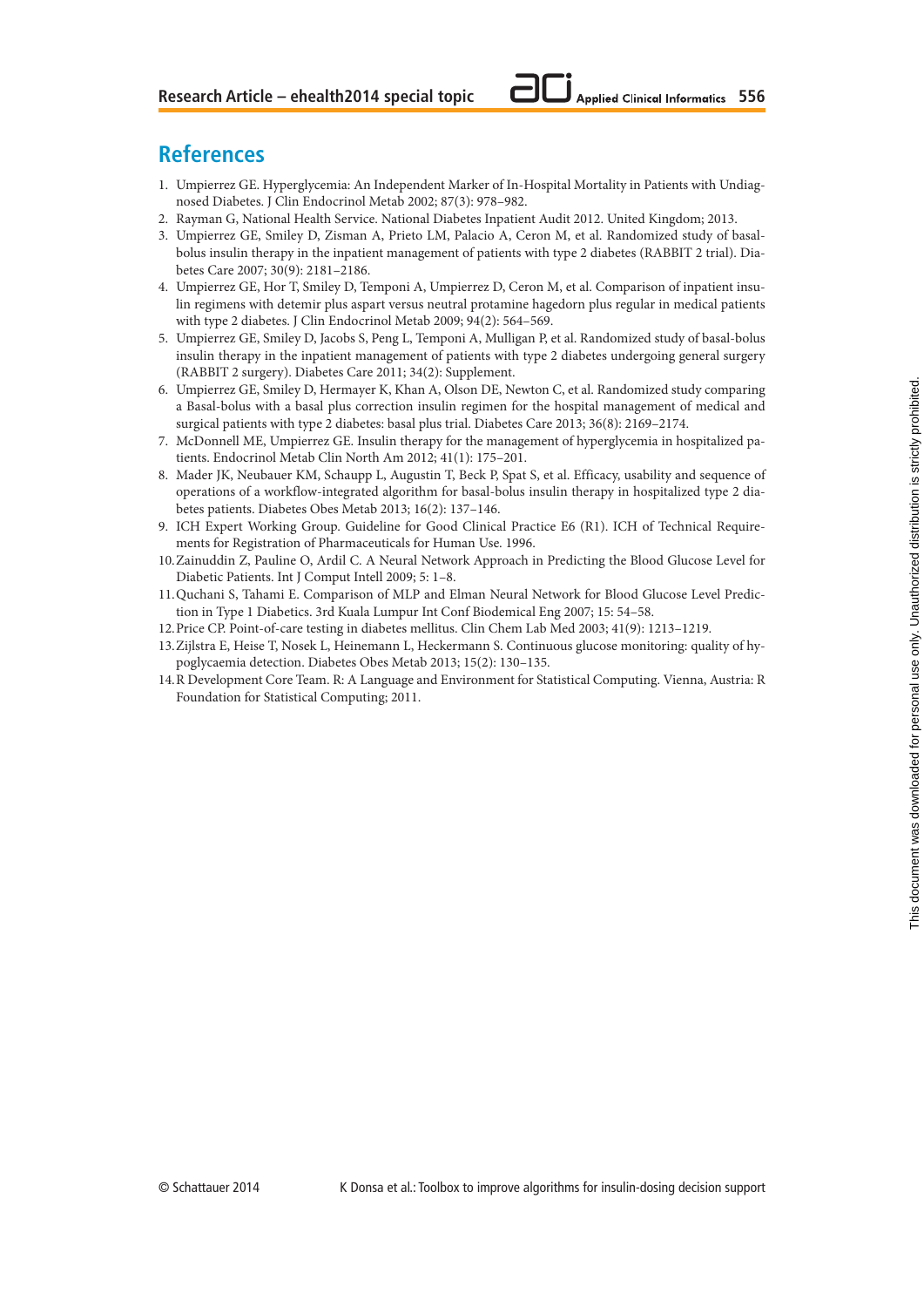## References

1. Umpierrez GE. Hyperglycemia: An Independent Marker of In-Hospital Mortality in Patients with Undiagnosed Diabetes. J Clin Endocrinol Metab 2002; 87(3): 978–982.
2. Rayman G, National Health Service. National Diabetes Inpatient Audit 2012. United Kingdom; 2013.
3. Umpierrez GE, Smiley D, Zisman A, Prieto LM, Palacio A, Ceron M, et al. Randomized study of basal-bolus insulin therapy in the inpatient management of patients with type 2 diabetes (RABBIT 2 trial). Diabetes Care 2007; 30(9): 2181–2186.
4. Umpierrez GE, Hor T, Smiley D, Temponi A, Umpierrez D, Ceron M, et al. Comparison of inpatient insulin regimens with detemir plus aspart versus neutral protamine hagedorn plus regular in medical patients with type 2 diabetes. J Clin Endocrinol Metab 2009; 94(2): 564–569.
5. Umpierrez GE, Smiley D, Jacobs S, Peng L, Temponi A, Mulligan P, et al. Randomized study of basal-bolus insulin therapy in the inpatient management of patients with type 2 diabetes undergoing general surgery (RABBIT 2 surgery). Diabetes Care 2011; 34(2): Supplement.
6. Umpierrez GE, Smiley D, Hermayer K, Khan A, Olson DE, Newton C, et al. Randomized study comparing a Basal-bolus with a basal plus correction insulin regimen for the hospital management of medical and surgical patients with type 2 diabetes: basal plus trial. Diabetes Care 2013; 36(8): 2169–2174.
7. McDonnell ME, Umpierrez GE. Insulin therapy for the management of hyperglycemia in hospitalized patients. Endocrinol Metab Clin North Am 2012; 41(1): 175–201.
8. Mader JK, Neubauer KM, Schaupp L, Augustin T, Beck P, Spat S, et al. Efficacy, usability and sequence of operations of a workflow-integrated algorithm for basal-bolus insulin therapy in hospitalized type 2 diabetes patients. Diabetes Obes Metab 2013; 16(2): 137–146.
9. ICH Expert Working Group. Guideline for Good Clinical Practice E6 (R1). ICH of Technical Requirements for Registration of Pharmaceuticals for Human Use. 1996.
10. Zainuddin Z, Pauline O, Ardil C. A Neural Network Approach in Predicting the Blood Glucose Level for Diabetic Patients. Int J Comput Intell 2009; 5: 1–8.
11. Quchani S, Tahami E. Comparison of MLP and Elman Neural Network for Blood Glucose Level Prediction in Type 1 Diabetics. 3rd Kuala Lumpur Int Conf Biodemical Eng 2007; 15: 54–58.
12. Price CP. Point-of-care testing in diabetes mellitus. Clin Chem Lab Med 2003; 41(9): 1213–1219.
13. Zijlstra E, Heise T, Nosek L, Heinemann L, Heckermann S. Continuous glucose monitoring: quality of hypoglycaemia detection. Diabetes Obes Metab 2013; 15(2): 130–135.
14. R Development Core Team. R: A Language and Environment for Statistical Computing. Vienna, Austria: R Foundation for Statistical Computing; 2011.